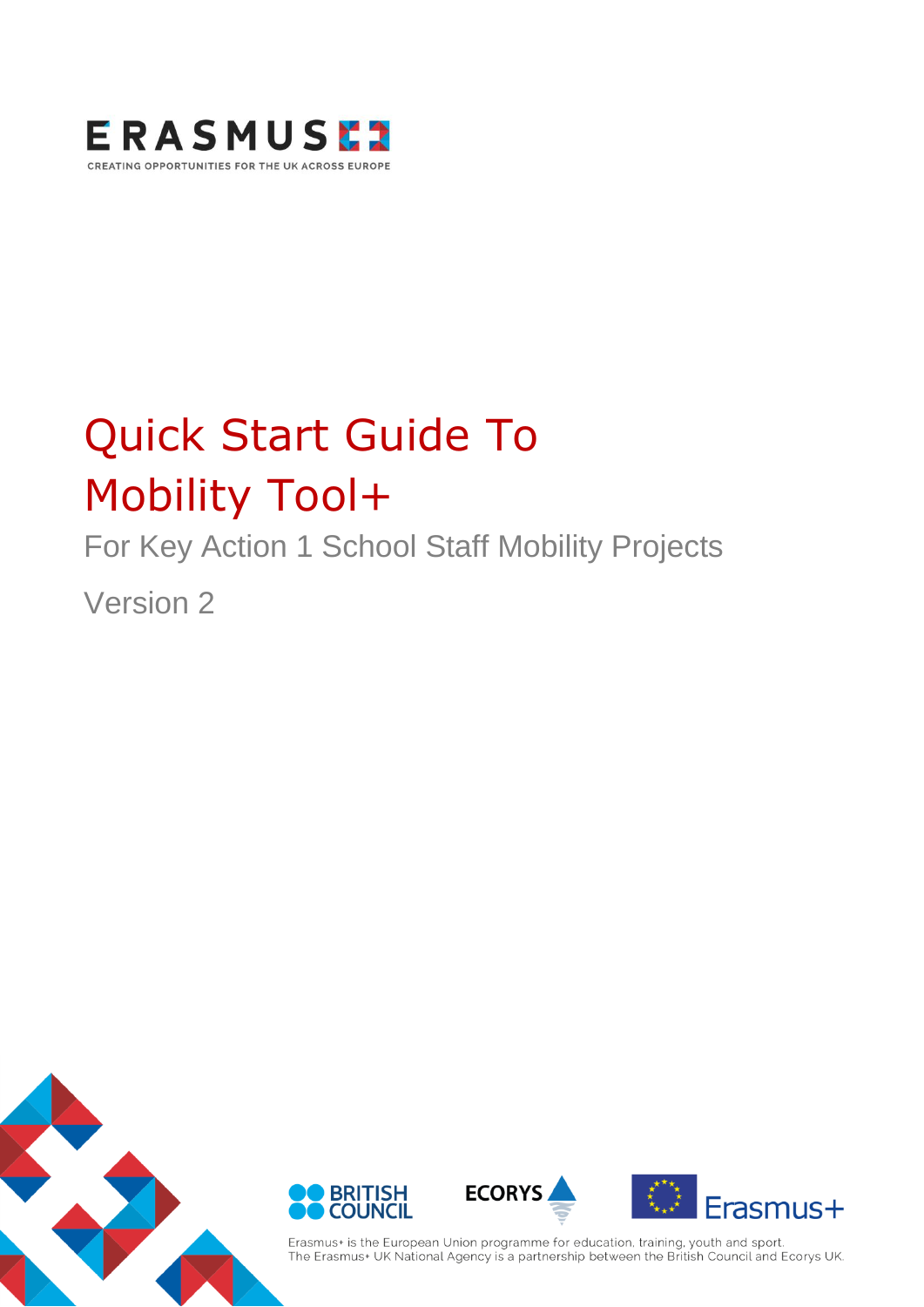ERASMUS+

CREATING OPPORTUNITIES FOR THE UK ACROSS EUROPE

# Quick Start Guide To Mobility Tool+

## For Key Action 1 School Staff Mobility Projects

Version 2

BRITISH COUNCIL ECORYS Erasmus+

Erasmus+ is the European Union programme for education, training, youth and sport.
The Erasmus+ UK National Agency is a partnership between the British Council and Ecorys UK.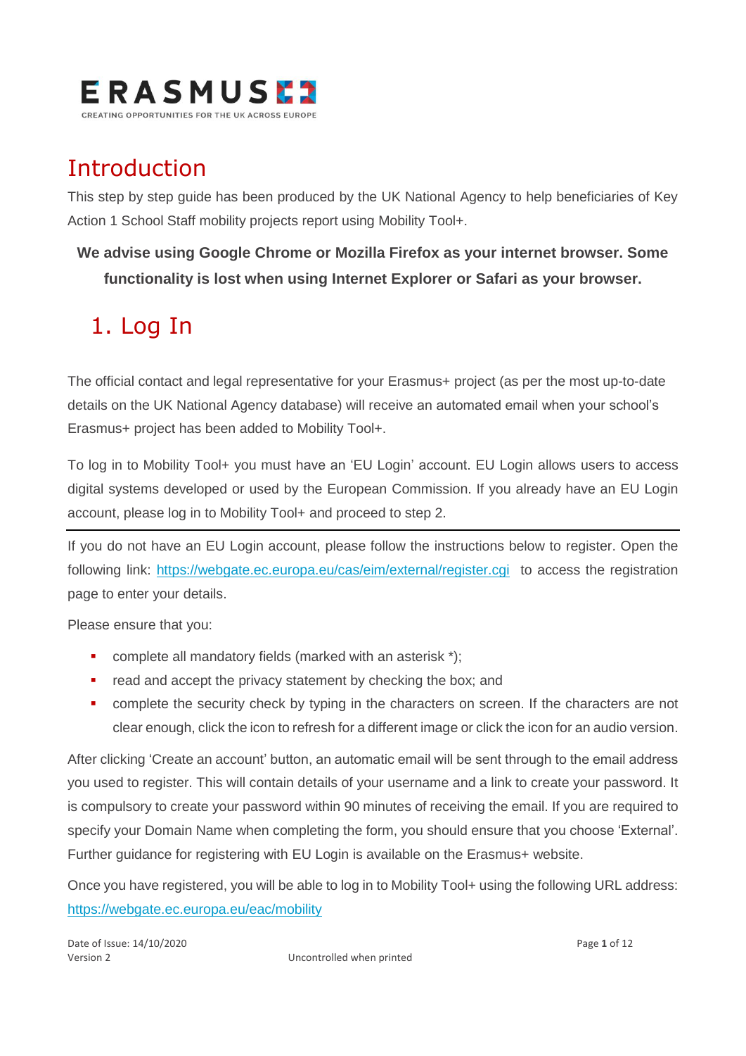# Introduction

This step by step guide has been produced by the UK National Agency to help beneficiaries of Key Action 1 School Staff mobility projects report using Mobility Tool+.

**We advise using Google Chrome or Mozilla Firefox as your internet browser. Some functionality is lost when using Internet Explorer or Safari as your browser.**

## 1. Log In

The official contact and legal representative for your Erasmus+ project (as per the most up-to-date details on the UK National Agency database) will receive an automated email when your school's Erasmus+ project has been added to Mobility Tool+.

To log in to Mobility Tool+ you must have an 'EU Login' account. EU Login allows users to access digital systems developed or used by the European Commission. If you already have an EU Login account, please log in to Mobility Tool+ and proceed to step 2.

---

If you do not have an EU Login account, please follow the instructions below to register. Open the following link: https://webgate.ec.europa.eu/cas/eim/external/register.cgi to access the registration page to enter your details.

Please ensure that you:

- complete all mandatory fields (marked with an asterisk *);
- read and accept the privacy statement by checking the box; and
- complete the security check by typing in the characters on screen. If the characters are not clear enough, click the icon to refresh for a different image or click the icon for an audio version.

After clicking 'Create an account' button, an automatic email will be sent through to the email address you used to register. This will contain details of your username and a link to create your password. It is compulsory to create your password within 90 minutes of receiving the email. If you are required to specify your Domain Name when completing the form, you should ensure that you choose 'External'. Further guidance for registering with EU Login is available on the Erasmus+ website.

Once you have registered, you will be able to log in to Mobility Tool+ using the following URL address: https://webgate.ec.europa.eu/eac/mobility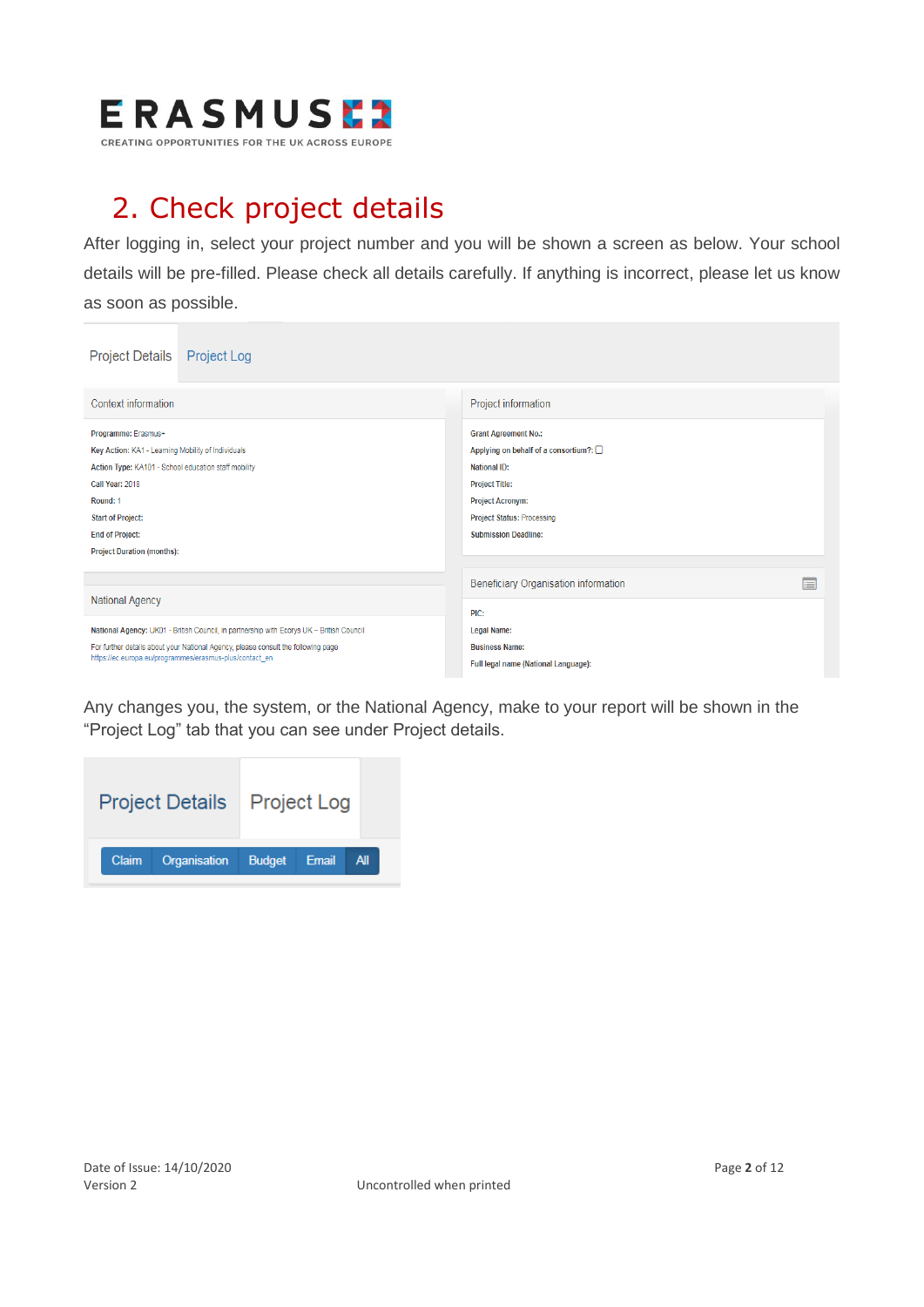## 2. Check project details

After logging in, select your project number and you will be shown a screen as below. Your school details will be pre-filled. Please check all details carefully. If anything is incorrect, please let us know as soon as possible.

Project Details | Project Log

**Context information**

Programme: Erasmus+
Key Action: KA1 - Learning Mobility of Individuals
Action Type: KA101 - School education staff mobility
Call Year: 2018
Round: 1
Start of Project:
End of Project:
Project Duration (months):

**National Agency**

National Agency: UK01 - British Council, in partnership with Ecorys UK – British Council
For further details about your National Agency, please consult the following page
https://ec.europa.eu/programmes/erasmus-plus/contact_en

**Project information**

Grant Agreement No.:
Applying on behalf of a consortium?:
National ID:
Project Title:
Project Acronym:
Project Status: Processing
Submission Deadline:

**Beneficiary Organisation information**

PIC:
Legal Name:
Business Name:
Full legal name (National Language):

Any changes you, the system, or the National Agency, make to your report will be shown in the "Project Log" tab that you can see under Project details.

Project Details | Project Log

Claim | Organisation | Budget | Email | All

Date of Issue: 14/10/2020
Version 2

Uncontrolled when printed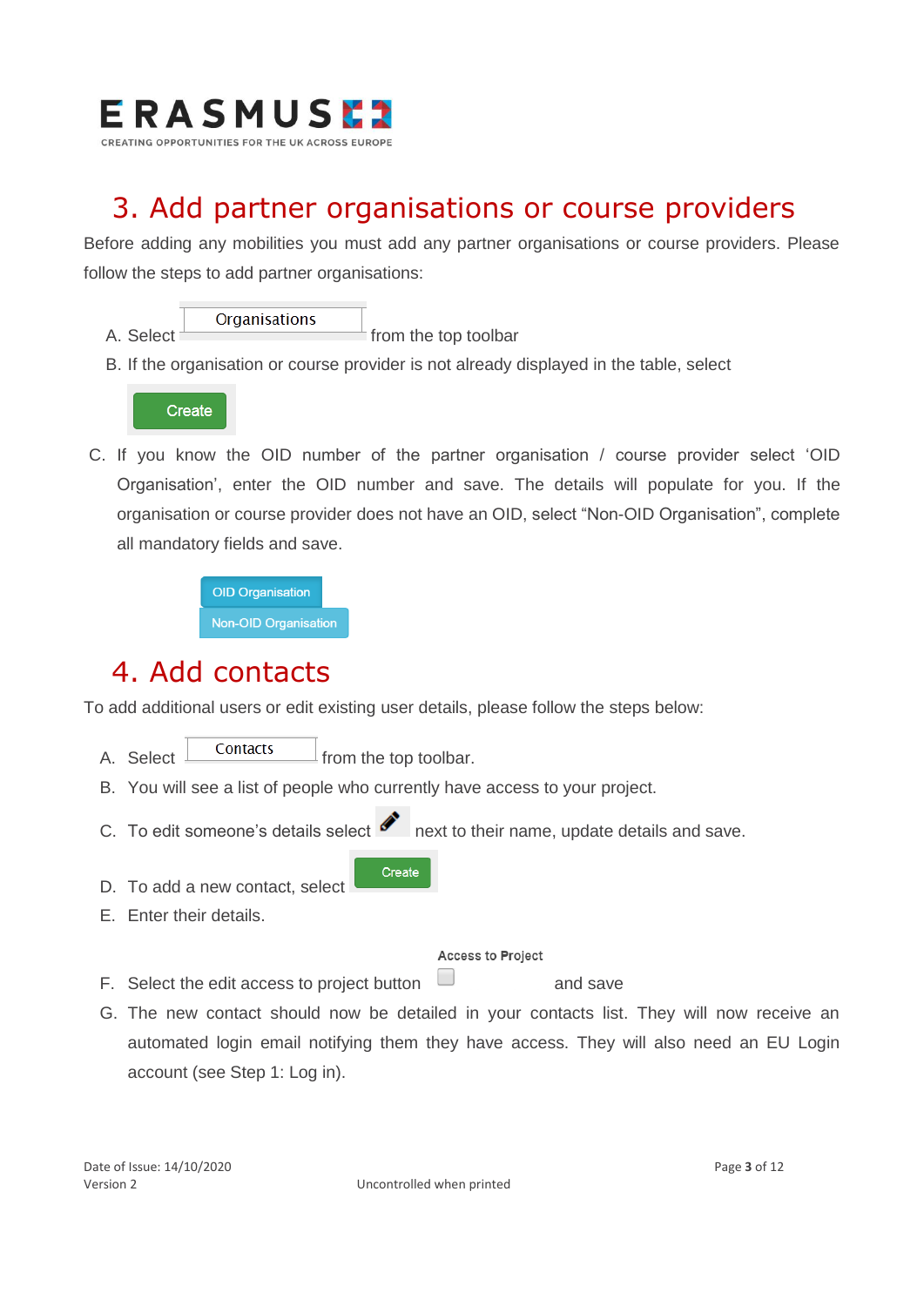## 3. Add partner organisations or course providers

Before adding any mobilities you must add any partner organisations or course providers. Please follow the steps to add partner organisations:

A. Select Organisations from the top toolbar

B. If the organisation or course provider is not already displayed in the table, select

Create

C. If you know the OID number of the partner organisation / course provider select 'OID Organisation', enter the OID number and save. The details will populate for you. If the organisation or course provider does not have an OID, select "Non-OID Organisation", complete all mandatory fields and save.

OID Organisation

Non-OID Organisation

## 4. Add contacts

To add additional users or edit existing user details, please follow the steps below:

A. Select Contacts from the top toolbar.

B. You will see a list of people who currently have access to your project.

C. To edit someone's details select next to their name, update details and save.

D. To add a new contact, select Create

E. Enter their details.

F. Select the edit access to project button Access to Project and save

G. The new contact should now be detailed in your contacts list. They will now receive an automated login email notifying them they have access. They will also need an EU Login account (see Step 1: Log in).

Date of Issue: 14/10/2020
Version 2

Uncontrolled when printed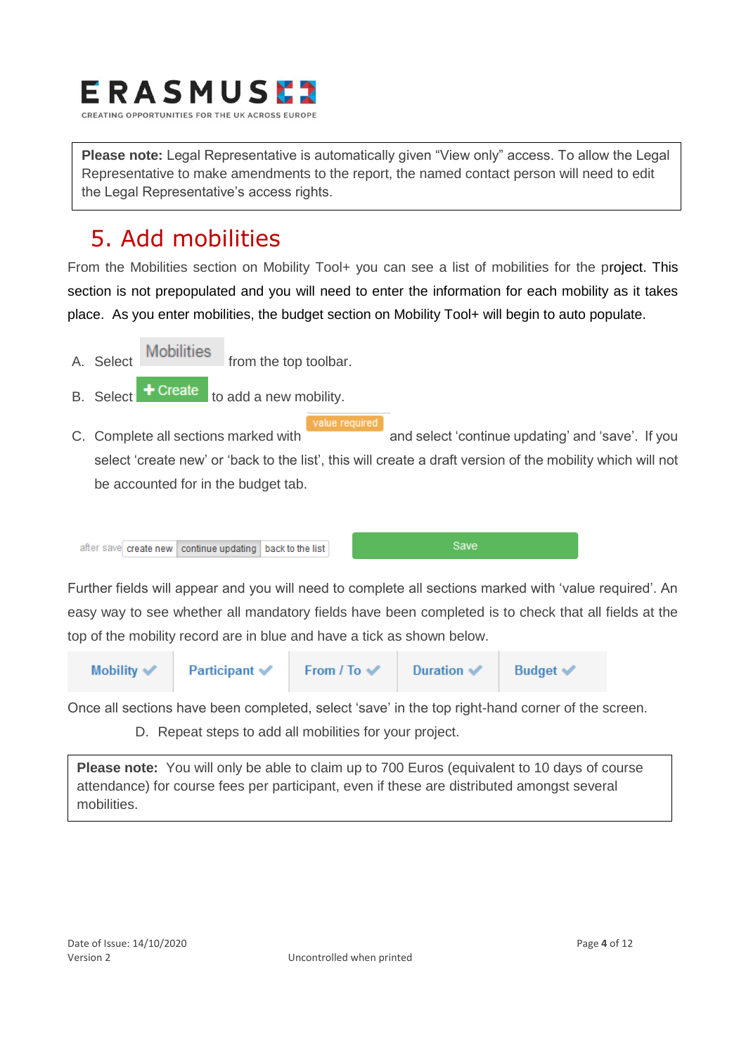**ERASMUS+**

CREATING OPPORTUNITIES FOR THE UK ACROSS EUROPE

> **Please note:** Legal Representative is automatically given "View only" access. To allow the Legal Representative to make amendments to the report, the named contact person will need to edit the Legal Representative's access rights.

# 5. Add mobilities

From the Mobilities section on Mobility Tool+ you can see a list of mobilities for the project. This section is not prepopulated and you will need to enter the information for each mobility as it takes place. As you enter mobilities, the budget section on Mobility Tool+ will begin to auto populate.

A. Select Mobilities from the top toolbar.

B. Select + Create to add a new mobility.

C. Complete all sections marked with value required and select 'continue updating' and 'save'. If you select 'create new' or 'back to the list', this will create a draft version of the mobility which will not be accounted for in the budget tab.

after save | create new | continue updating | back to the list | Save

Further fields will appear and you will need to complete all sections marked with 'value required'. An easy way to see whether all mandatory fields have been completed is to check that all fields at the top of the mobility record are in blue and have a tick as shown below.

| Mobility ✔ | Participant ✔ | From / To ✔ | Duration ✔ | Budget ✔ |
|---|---|---|---|---|

Once all sections have been completed, select 'save' in the top right-hand corner of the screen.

D. Repeat steps to add all mobilities for your project.

> **Please note:** You will only be able to claim up to 700 Euros (equivalent to 10 days of course attendance) for course fees per participant, even if these are distributed amongst several mobilities.

Date of Issue: 14/10/2020
Version 2

Uncontrolled when printed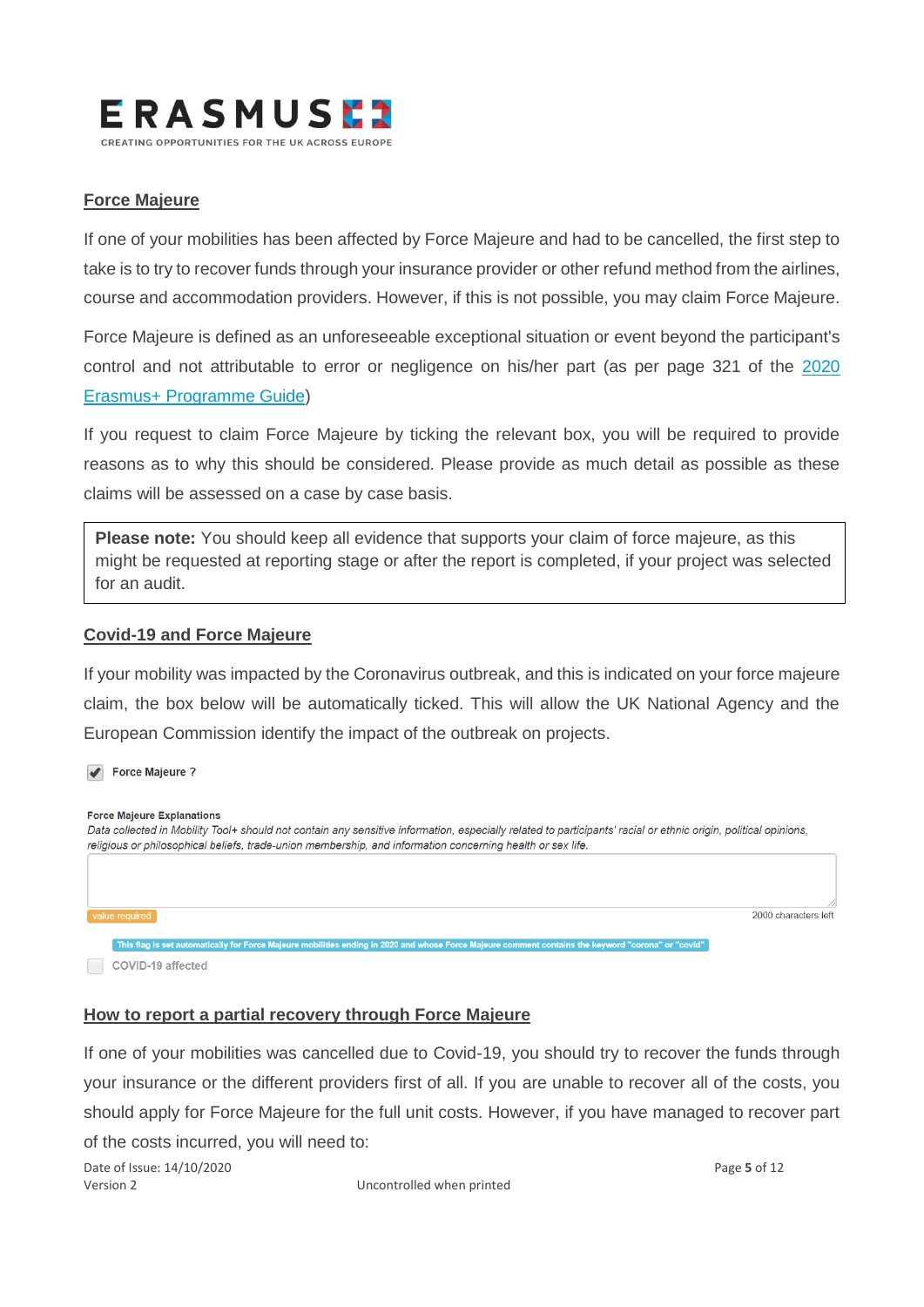## Force Majeure

If one of your mobilities has been affected by Force Majeure and had to be cancelled, the first step to take is to try to recover funds through your insurance provider or other refund method from the airlines, course and accommodation providers. However, if this is not possible, you may claim Force Majeure.

Force Majeure is defined as an unforeseeable exceptional situation or event beyond the participant's control and not attributable to error or negligence on his/her part (as per page 321 of the [2020 Erasmus+ Programme Guide])

If you request to claim Force Majeure by ticking the relevant box, you will be required to provide reasons as to why this should be considered. Please provide as much detail as possible as these claims will be assessed on a case by case basis.

> **Please note:** You should keep all evidence that supports your claim of force majeure, as this might be requested at reporting stage or after the report is completed, if your project was selected for an audit.

## Covid-19 and Force Majeure

If your mobility was impacted by the Coronavirus outbreak, and this is indicated on your force majeure claim, the box below will be automatically ticked. This will allow the UK National Agency and the European Commission identify the impact of the outbreak on projects.

☑ Force Majeure ?

**Force Majeure Explanations**
*Data collected in Mobility Tool+ should not contain any sensitive information, especially related to participants' racial or ethnic origin, political opinions, religious or philosophical beliefs, trade-union membership, and information concerning health or sex life.*

value required — 2000 characters left

This flag is set automatically for Force Majeure mobilities ending in 2020 and whose Force Majeure comment contains the keyword "corona" or "covid"

☐ COVID-19 affected

## How to report a partial recovery through Force Majeure

If one of your mobilities was cancelled due to Covid-19, you should try to recover the funds through your insurance or the different providers first of all. If you are unable to recover all of the costs, you should apply for Force Majeure for the full unit costs. However, if you have managed to recover part of the costs incurred, you will need to: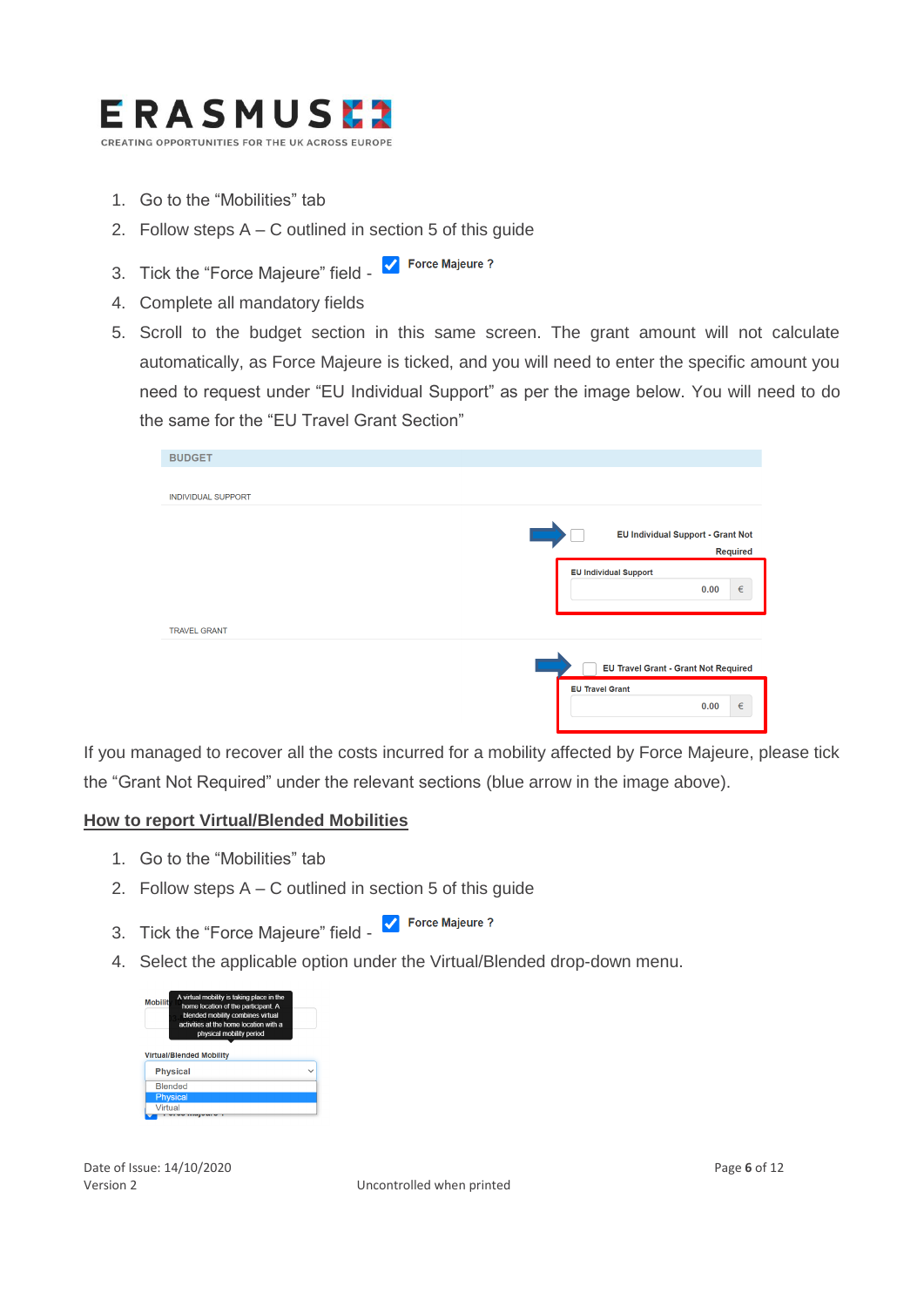1. Go to the "Mobilities" tab
2. Follow steps A – C outlined in section 5 of this guide
3. Tick the "Force Majeure" field - Force Majeure ?
4. Complete all mandatory fields
5. Scroll to the budget section in this same screen. The grant amount will not calculate automatically, as Force Majeure is ticked, and you will need to enter the specific amount you need to request under "EU Individual Support" as per the image below. You will need to do the same for the "EU Travel Grant Section"

If you managed to recover all the costs incurred for a mobility affected by Force Majeure, please tick the "Grant Not Required" under the relevant sections (blue arrow in the image above).

## How to report Virtual/Blended Mobilities

1. Go to the "Mobilities" tab
2. Follow steps A – C outlined in section 5 of this guide
3. Tick the "Force Majeure" field - Force Majeure ?
4. Select the applicable option under the Virtual/Blended drop-down menu.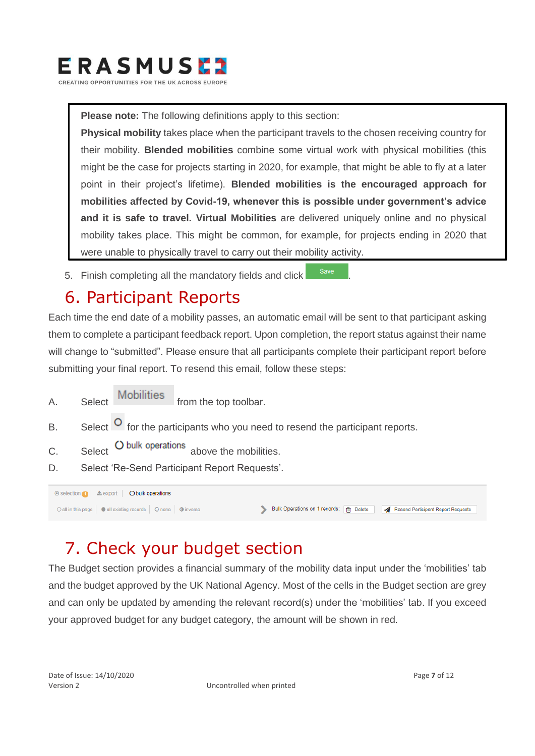> **Please note:** The following definitions apply to this section:
> **Physical mobility** takes place when the participant travels to the chosen receiving country for their mobility. **Blended mobilities** combine some virtual work with physical mobilities (this might be the case for projects starting in 2020, for example, that might be able to fly at a later point in their project's lifetime). **Blended mobilities is the encouraged approach for mobilities affected by Covid-19, whenever this is possible under government's advice and it is safe to travel. Virtual Mobilities** are delivered uniquely online and no physical mobility takes place. This might be common, for example, for projects ending in 2020 that were unable to physically travel to carry out their mobility activity.

5. Finish completing all the mandatory fields and click Save.

# 6. Participant Reports

Each time the end date of a mobility passes, an automatic email will be sent to that participant asking them to complete a participant feedback report. Upon completion, the report status against their name will change to "submitted". Please ensure that all participants complete their participant report before submitting your final report. To resend this email, follow these steps:

A. Select Mobilities from the top toolbar.

B. Select ○ for the participants who you need to resend the participant reports.

C. Select ○ bulk operations above the mobilities.

D. Select 'Re-Send Participant Report Requests'.

# 7. Check your budget section

The Budget section provides a financial summary of the mobility data input under the 'mobilities' tab and the budget approved by the UK National Agency. Most of the cells in the Budget section are grey and can only be updated by amending the relevant record(s) under the 'mobilities' tab. If you exceed your approved budget for any budget category, the amount will be shown in red.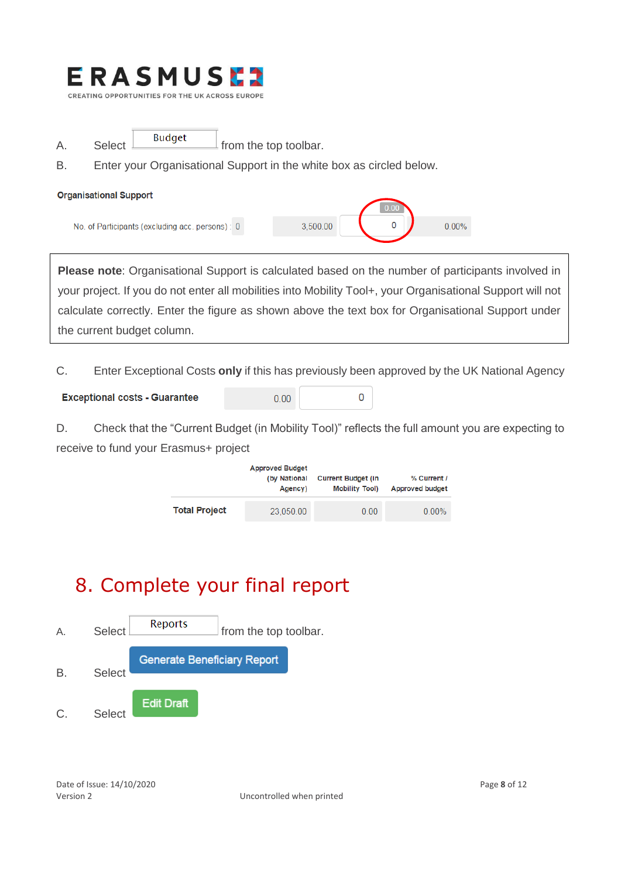A. Select **Budget** from the top toolbar.

B. Enter your Organisational Support in the white box as circled below.

**Organisational Support**

| | | | | |
|---|---|---|---|---|
| No. of Participants (excluding acc. persons) : | 0 | 3,500.00 | 0 (0.00) | 0.00% |

> **Please note**: Organisational Support is calculated based on the number of participants involved in your project. If you do not enter all mobilities into Mobility Tool+, your Organisational Support will not calculate correctly. Enter the figure as shown above the text box for Organisational Support under the current budget column.

C. Enter Exceptional Costs **only** if this has previously been approved by the UK National Agency

| | | |
|---|---|---|
| **Exceptional costs - Guarantee** | 0.00 | 0 |

D. Check that the "Current Budget (in Mobility Tool)" reflects the full amount you are expecting to receive to fund your Erasmus+ project

| | Approved Budget (by National Agency) | Current Budget (in Mobility Tool) | % Current / Approved budget |
|---|---|---|---|
| **Total Project** | 23,050.00 | 0.00 | 0.00% |

# 8. Complete your final report

A. Select **Reports** from the top toolbar.

B. Select **Generate Beneficiary Report**

C. Select **Edit Draft**

Date of Issue: 14/10/2020
Version 2

Uncontrolled when printed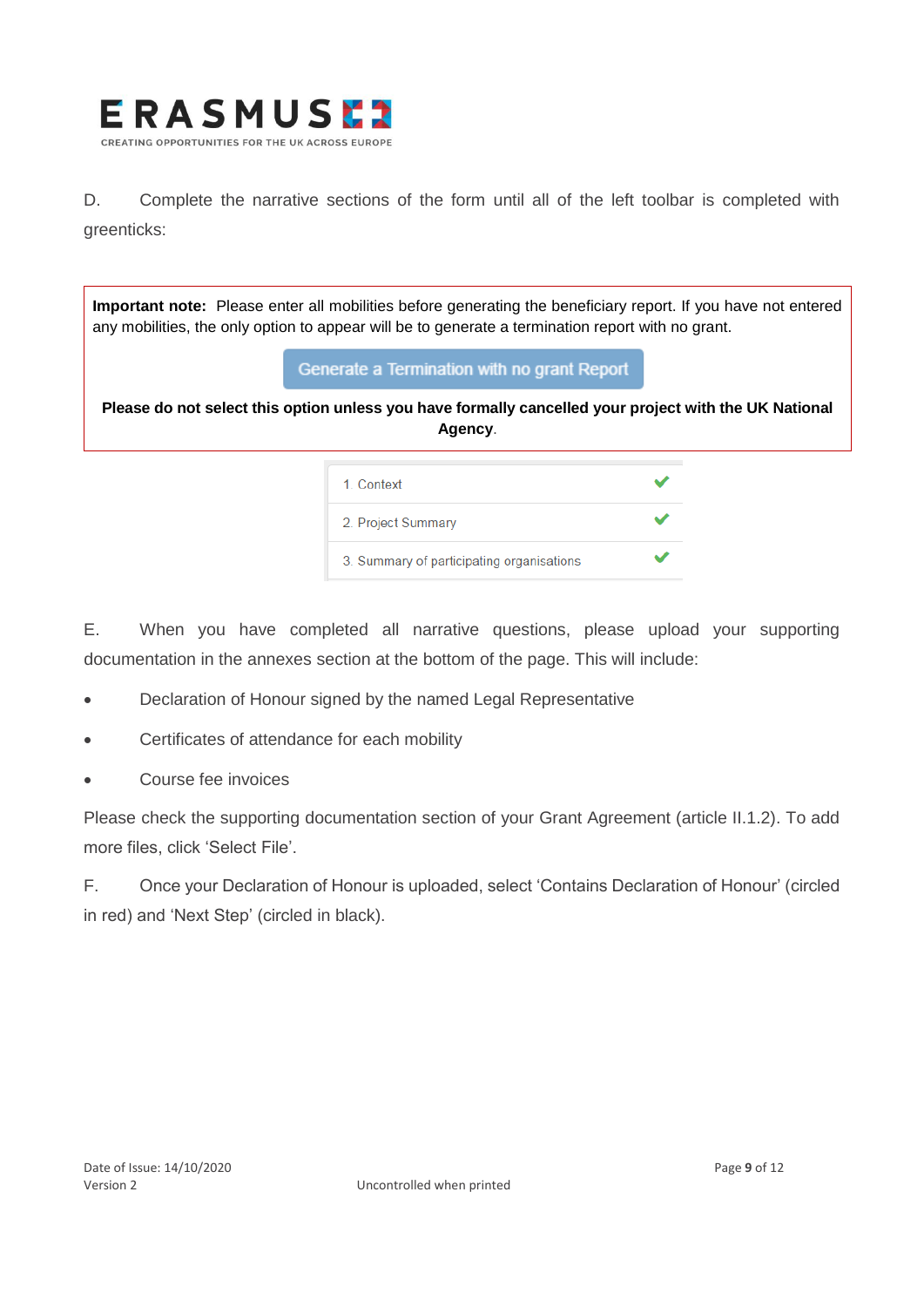D. Complete the narrative sections of the form until all of the left toolbar is completed with greenticks:

> **Important note:** Please enter all mobilities before generating the beneficiary report. If you have not entered any mobilities, the only option to appear will be to generate a termination report with no grant.
>
> Generate a Termination with no grant Report
>
> **Please do not select this option unless you have formally cancelled your project with the UK National Agency**.

| | |
|---|---|
| 1. Context | ✔ |
| 2. Project Summary | ✔ |
| 3. Summary of participating organisations | ✔ |

E. When you have completed all narrative questions, please upload your supporting documentation in the annexes section at the bottom of the page. This will include:

- Declaration of Honour signed by the named Legal Representative
- Certificates of attendance for each mobility
- Course fee invoices

Please check the supporting documentation section of your Grant Agreement (article II.1.2). To add more files, click 'Select File'.

F. Once your Declaration of Honour is uploaded, select 'Contains Declaration of Honour' (circled in red) and 'Next Step' (circled in black).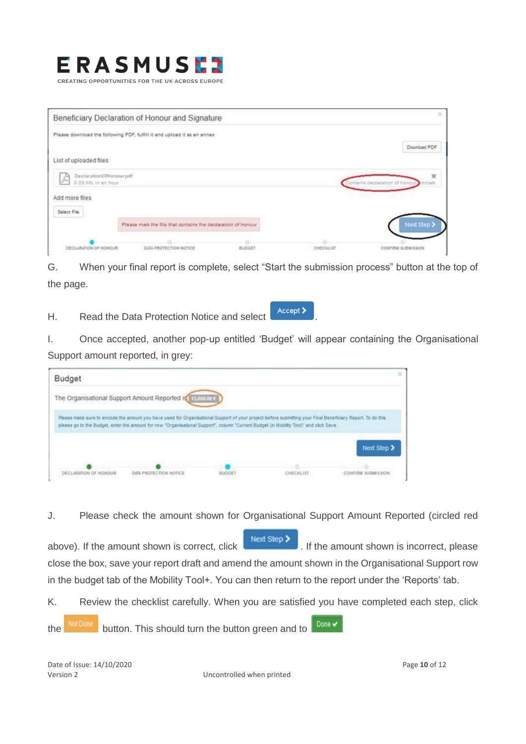G. When your final report is complete, select "Start the submission process" button at the top of the page.

H. Read the Data Protection Notice and select Accept.

I. Once accepted, another pop-up entitled 'Budget' will appear containing the Organisational Support amount reported, in grey:

J. Please check the amount shown for Organisational Support Amount Reported (circled red above). If the amount shown is correct, click Next Step. If the amount shown is incorrect, please close the box, save your report draft and amend the amount shown in the Organisational Support row in the budget tab of the Mobility Tool+. You can then return to the report under the 'Reports' tab.

K. Review the checklist carefully. When you are satisfied you have completed each step, click the Not Done button. This should turn the button green and to Done.

Date of Issue: 14/10/2020
Version 2

Uncontrolled when printed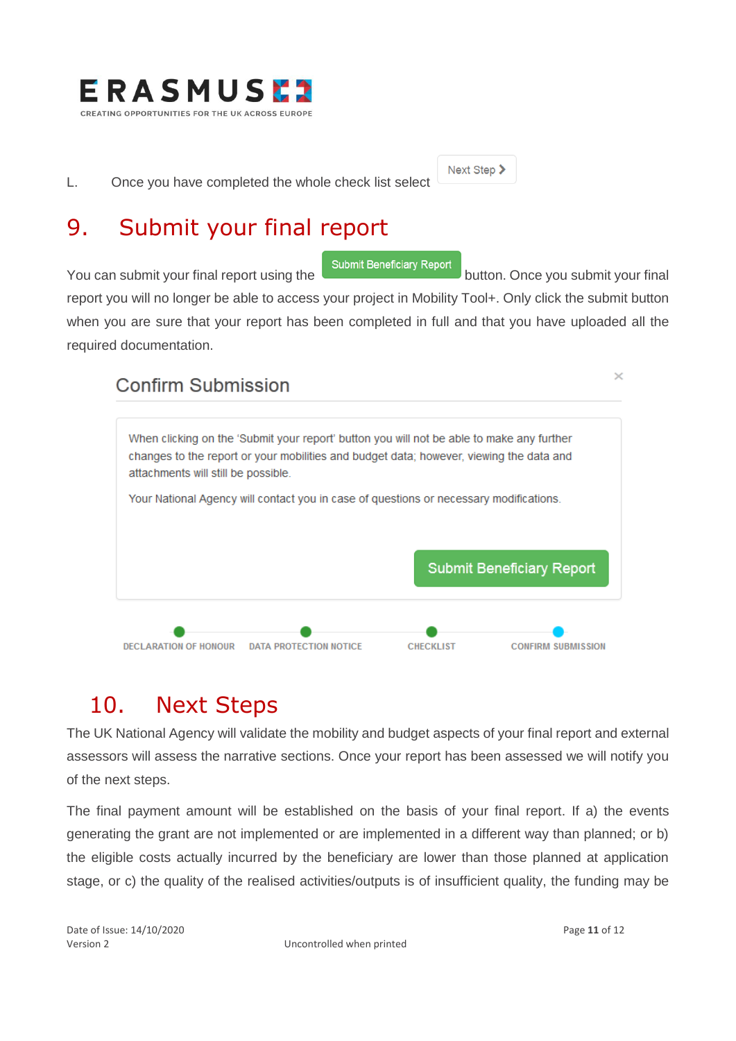L. Once you have completed the whole check list select Next Step >

## 9. Submit your final report

You can submit your final report using the Submit Beneficiary Report button. Once you submit your final report you will no longer be able to access your project in Mobility Tool+. Only click the submit button when you are sure that your report has been completed in full and that you have uploaded all the required documentation.

Confirm Submission

When clicking on the 'Submit your report' button you will not be able to make any further changes to the report or your mobilities and budget data; however, viewing the data and attachments will still be possible.

Your National Agency will contact you in case of questions or necessary modifications.

Submit Beneficiary Report

DECLARATION OF HONOUR — DATA PROTECTION NOTICE — CHECKLIST — CONFIRM SUBMISSION

## 10. Next Steps

The UK National Agency will validate the mobility and budget aspects of your final report and external assessors will assess the narrative sections. Once your report has been assessed we will notify you of the next steps.

The final payment amount will be established on the basis of your final report. If a) the events generating the grant are not implemented or are implemented in a different way than planned; or b) the eligible costs actually incurred by the beneficiary are lower than those planned at application stage, or c) the quality of the realised activities/outputs is of insufficient quality, the funding may be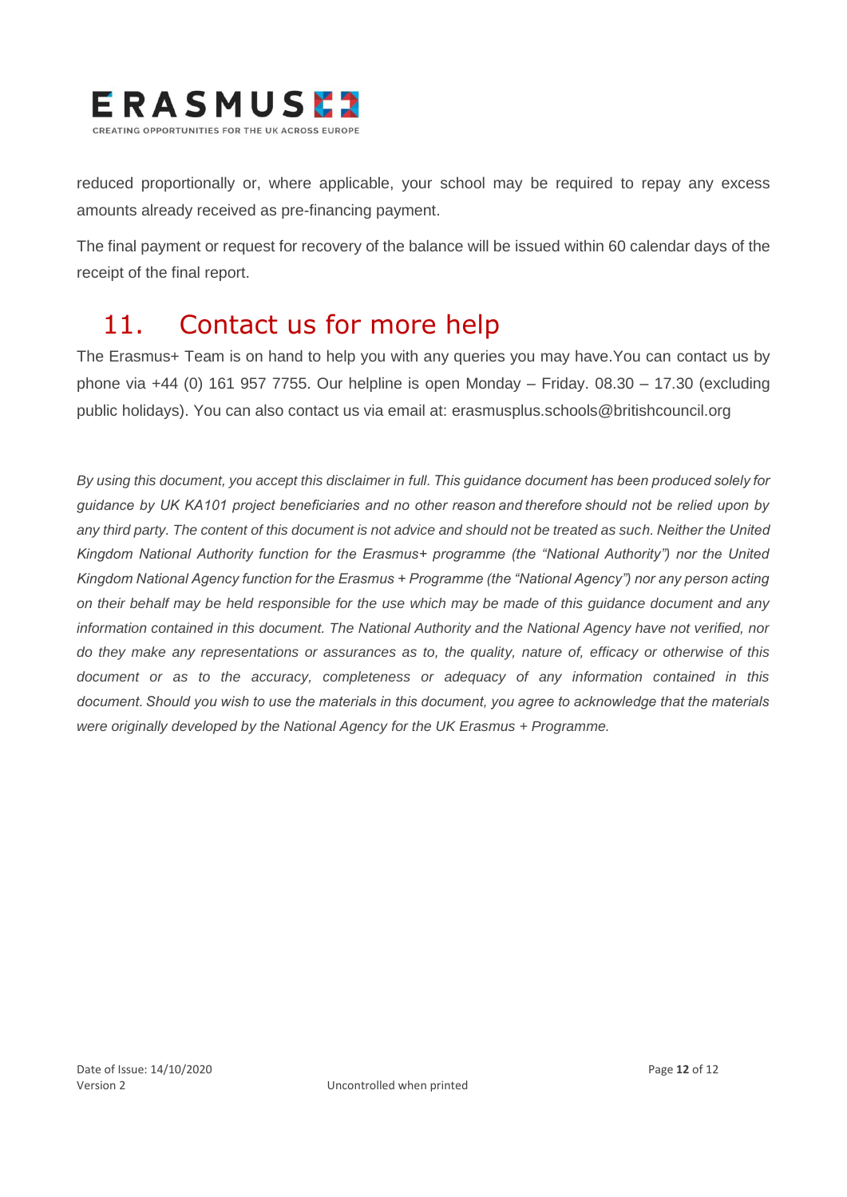reduced proportionally or, where applicable, your school may be required to repay any excess amounts already received as pre-financing payment.

The final payment or request for recovery of the balance will be issued within 60 calendar days of the receipt of the final report.

## 11. Contact us for more help

The Erasmus+ Team is on hand to help you with any queries you may have.You can contact us by phone via +44 (0) 161 957 7755. Our helpline is open Monday – Friday. 08.30 – 17.30 (excluding public holidays). You can also contact us via email at: erasmusplus.schools@britishcouncil.org

*By using this document, you accept this disclaimer in full. This guidance document has been produced solely for guidance by UK KA101 project beneficiaries and no other reason and therefore should not be relied upon by any third party. The content of this document is not advice and should not be treated as such. Neither the United Kingdom National Authority function for the Erasmus+ programme (the "National Authority") nor the United Kingdom National Agency function for the Erasmus + Programme (the "National Agency") nor any person acting on their behalf may be held responsible for the use which may be made of this guidance document and any information contained in this document. The National Authority and the National Agency have not verified, nor do they make any representations or assurances as to, the quality, nature of, efficacy or otherwise of this document or as to the accuracy, completeness or adequacy of any information contained in this document. Should you wish to use the materials in this document, you agree to acknowledge that the materials were originally developed by the National Agency for the UK Erasmus + Programme.*